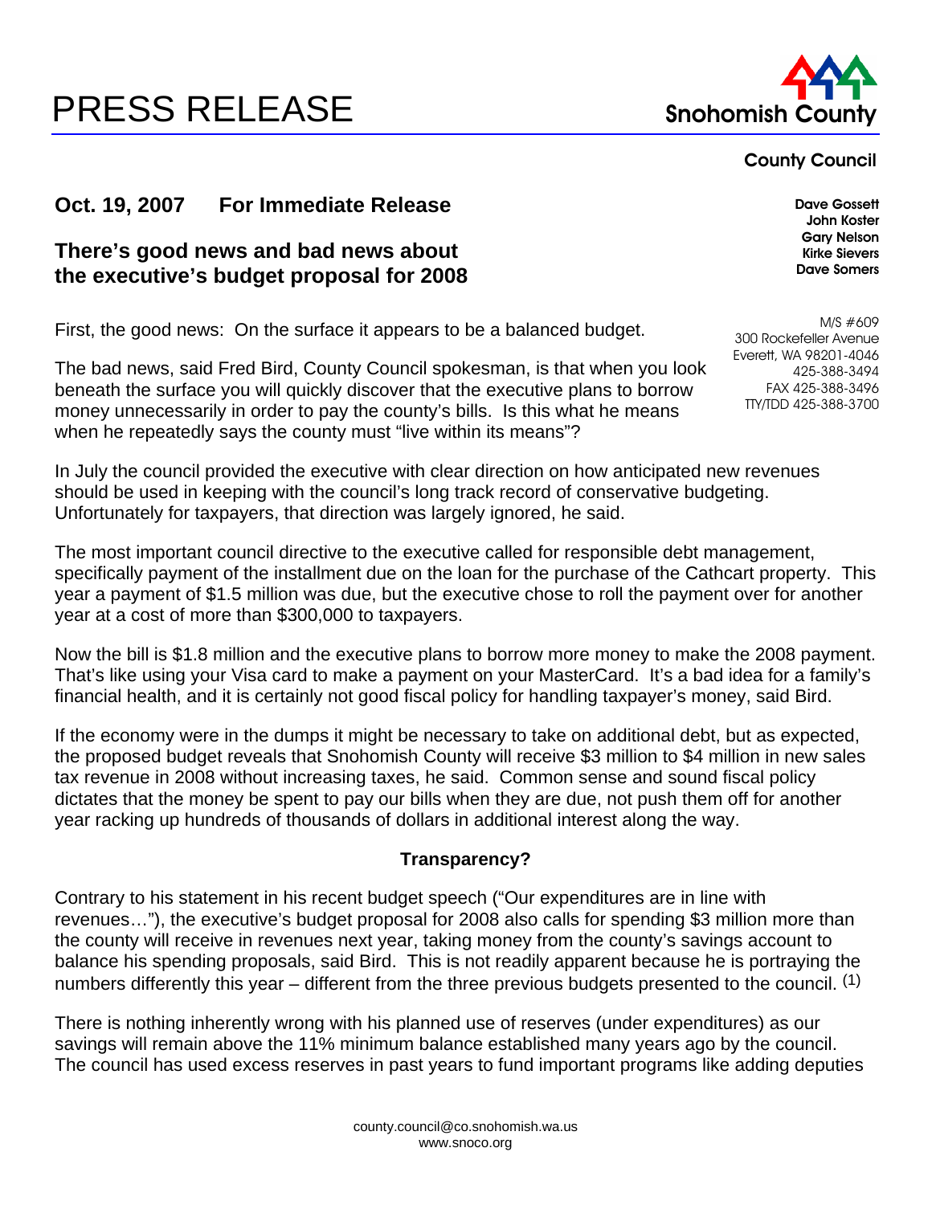# PRESS RELEASE

Snohomish County

**County Council**

**Dave Gossett**
**John Koster**
**Gary Nelson**
**Kirke Sievers**
**Dave Somers**

M/S #609
300 Rockefeller Avenue
Everett, WA 98201-4046
425-388-3494
FAX 425-388-3496
TTY/TDD 425-388-3700

**Oct. 19, 2007 For Immediate Release**

## There's good news and bad news about the executive's budget proposal for 2008

First, the good news: On the surface it appears to be a balanced budget.

The bad news, said Fred Bird, County Council spokesman, is that when you look beneath the surface you will quickly discover that the executive plans to borrow money unnecessarily in order to pay the county's bills. Is this what he means when he repeatedly says the county must "live within its means"?

In July the council provided the executive with clear direction on how anticipated new revenues should be used in keeping with the council's long track record of conservative budgeting. Unfortunately for taxpayers, that direction was largely ignored, he said.

The most important council directive to the executive called for responsible debt management, specifically payment of the installment due on the loan for the purchase of the Cathcart property. This year a payment of $1.5 million was due, but the executive chose to roll the payment over for another year at a cost of more than $300,000 to taxpayers.

Now the bill is $1.8 million and the executive plans to borrow more money to make the 2008 payment. That's like using your Visa card to make a payment on your MasterCard. It's a bad idea for a family's financial health, and it is certainly not good fiscal policy for handling taxpayer's money, said Bird.

If the economy were in the dumps it might be necessary to take on additional debt, but as expected, the proposed budget reveals that Snohomish County will receive $3 million to $4 million in new sales tax revenue in 2008 without increasing taxes, he said. Common sense and sound fiscal policy dictates that the money be spent to pay our bills when they are due, not push them off for another year racking up hundreds of thousands of dollars in additional interest along the way.

### Transparency?

Contrary to his statement in his recent budget speech ("Our expenditures are in line with revenues…"), the executive's budget proposal for 2008 also calls for spending $3 million more than the county will receive in revenues next year, taking money from the county's savings account to balance his spending proposals, said Bird. This is not readily apparent because he is portraying the numbers differently this year – different from the three previous budgets presented to the council. (1)

There is nothing inherently wrong with his planned use of reserves (under expenditures) as our savings will remain above the 11% minimum balance established many years ago by the council. The council has used excess reserves in past years to fund important programs like adding deputies

county.council@co.snohomish.wa.us
www.snoco.org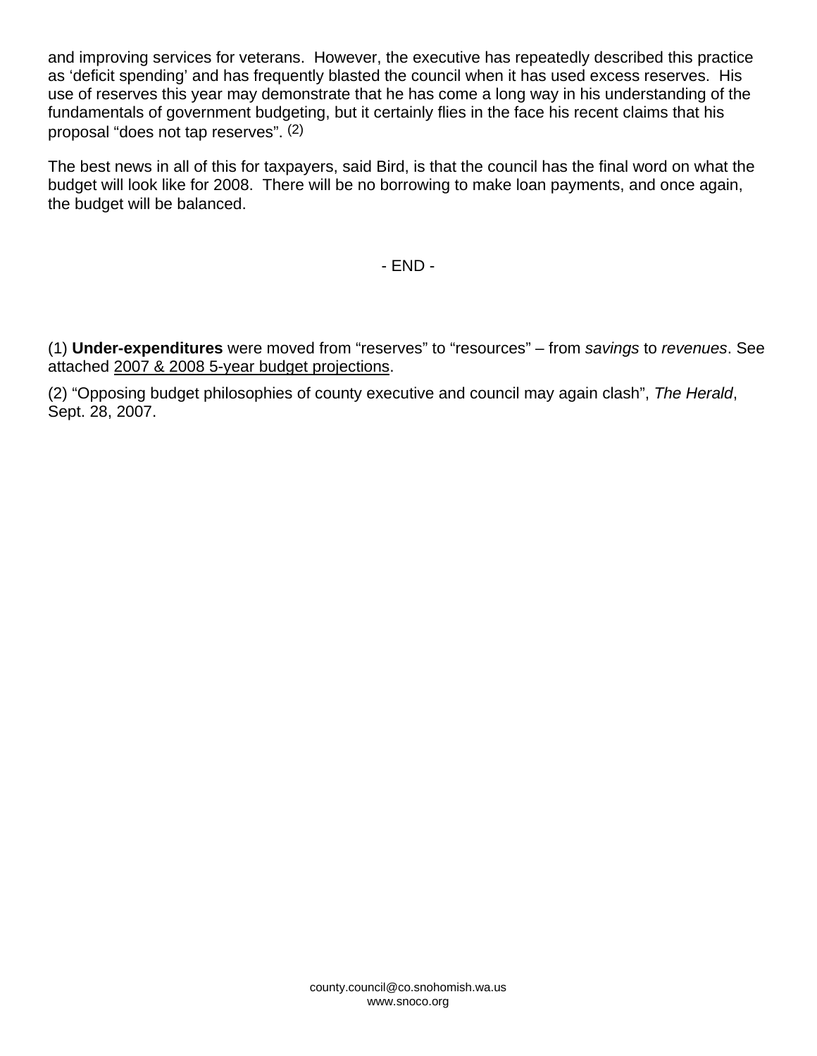and improving services for veterans. However, the executive has repeatedly described this practice as 'deficit spending' and has frequently blasted the council when it has used excess reserves. His use of reserves this year may demonstrate that he has come a long way in his understanding of the fundamentals of government budgeting, but it certainly flies in the face his recent claims that his proposal "does not tap reserves". (2)

The best news in all of this for taxpayers, said Bird, is that the council has the final word on what the budget will look like for 2008. There will be no borrowing to make loan payments, and once again, the budget will be balanced.

- END -

(1) **Under-expenditures** were moved from "reserves" to "resources" – from *savings* to *revenues*. See attached 2007 & 2008 5-year budget projections.

(2) "Opposing budget philosophies of county executive and council may again clash", *The Herald*, Sept. 28, 2007.

county.council@co.snohomish.wa.us
www.snoco.org